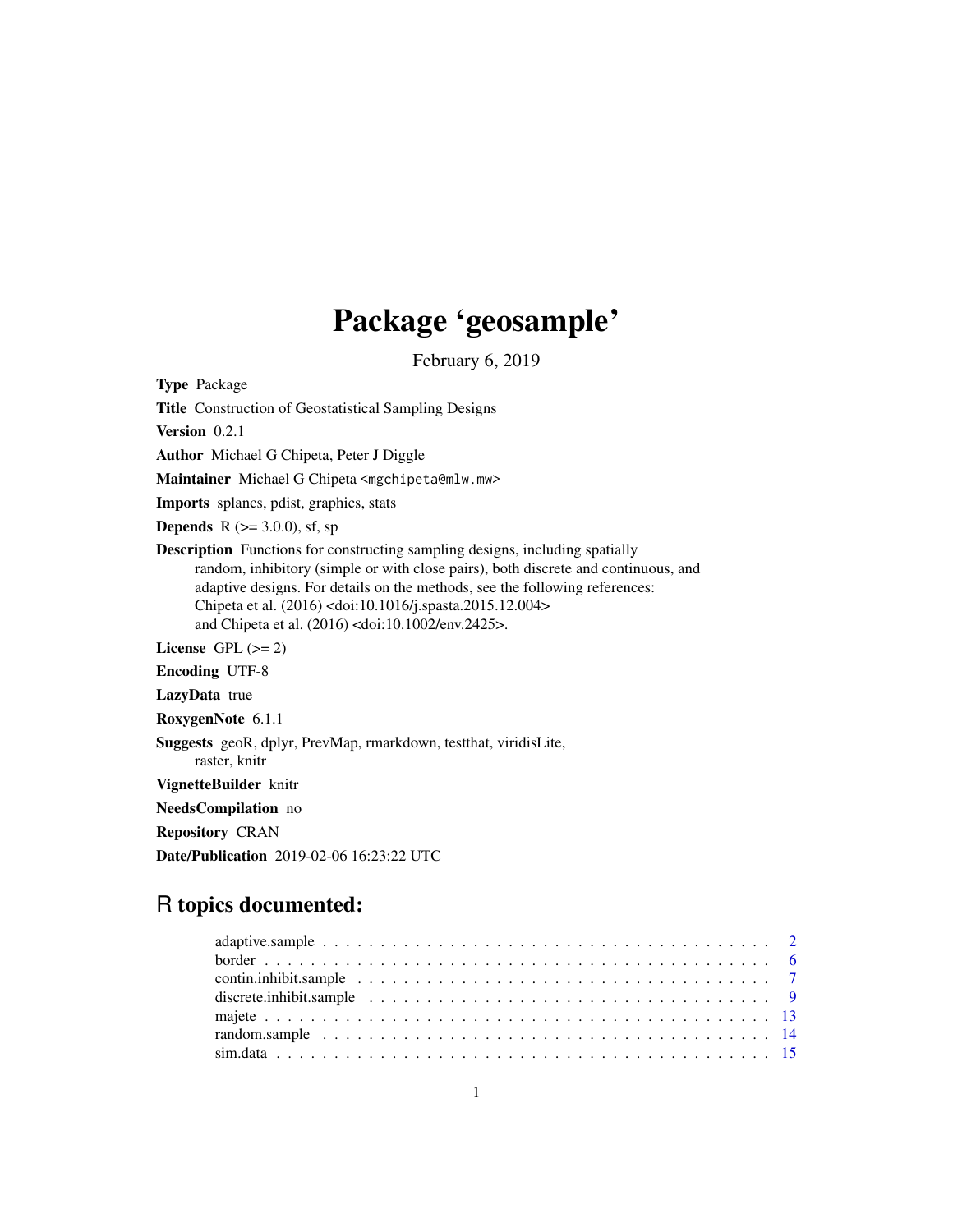# Package 'geosample'

February 6, 2019

**Type** Package

**Title** Construction of Geostatistical Sampling Designs

**Version** 0.2.1

**Author** Michael G Chipeta, Peter J Diggle

**Maintainer** Michael G Chipeta <mgchipeta@mlw.mw>

**Imports** splancs, pdist, graphics, stats

**Depends** R (>= 3.0.0), sf, sp

**Description** Functions for constructing sampling designs, including spatially random, inhibitory (simple or with close pairs), both discrete and continuous, and adaptive designs. For details on the methods, see the following references: Chipeta et al. (2016) <doi:10.1016/j.spasta.2015.12.004> and Chipeta et al. (2016) <doi:10.1002/env.2425>.

**License** GPL (>= 2)

**Encoding** UTF-8

**LazyData** true

**RoxygenNote** 6.1.1

**Suggests** geoR, dplyr, PrevMap, rmarkdown, testthat, viridisLite, raster, knitr

**VignetteBuilder** knitr

**NeedsCompilation** no

**Repository** CRAN

**Date/Publication** 2019-02-06 16:23:22 UTC

## R topics documented:

| | |
|---|---|
| adaptive.sample | 2 |
| border | 6 |
| contin.inhibit.sample | 7 |
| discrete.inhibit.sample | 9 |
| majete | 13 |
| random.sample | 14 |
| sim.data | 15 |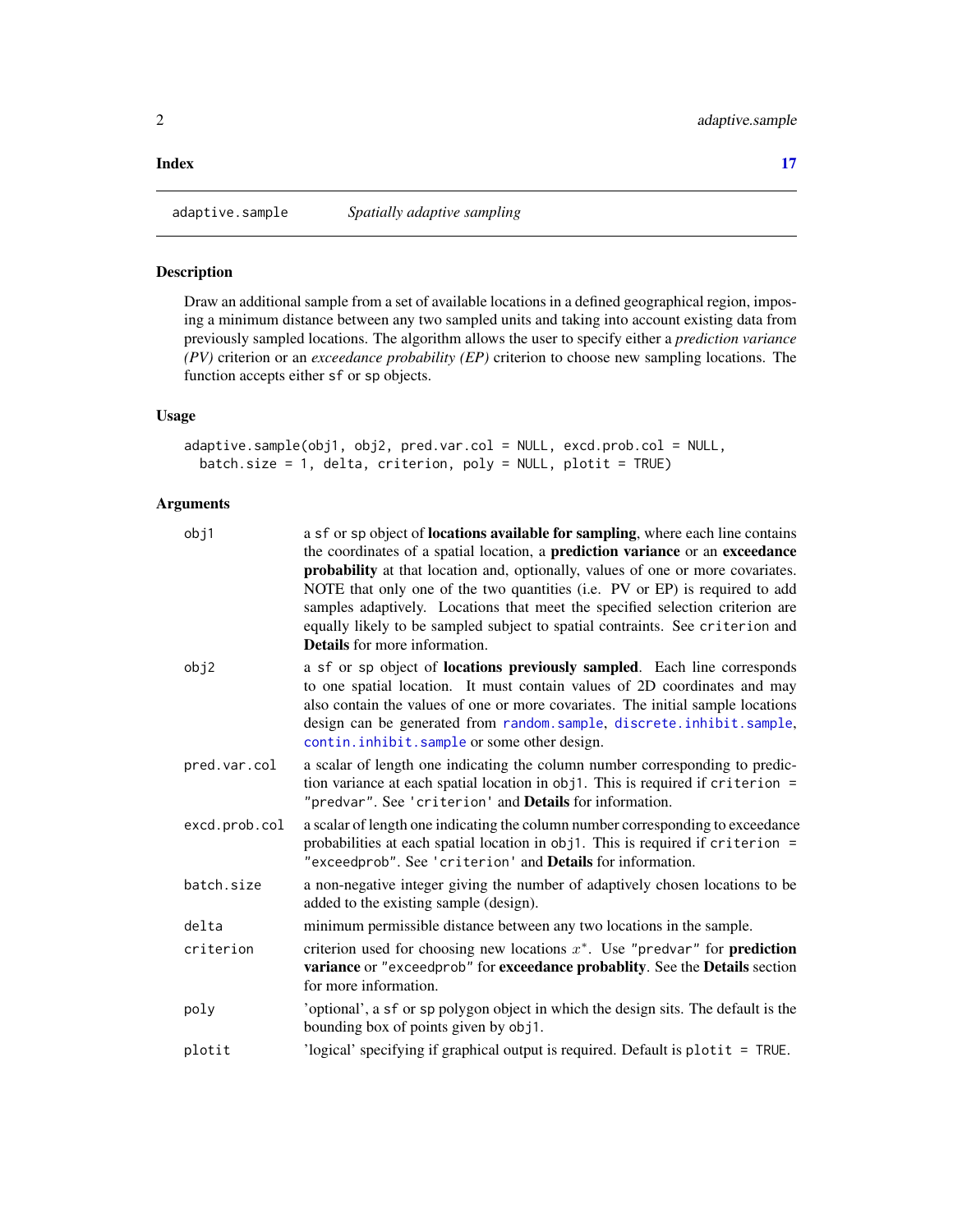**Index** 17

---

## adaptive.sample — *Spatially adaptive sampling*

### Description

Draw an additional sample from a set of available locations in a defined geographical region, imposing a minimum distance between any two sampled units and taking into account existing data from previously sampled locations. The algorithm allows the user to specify either a *prediction variance (PV)* criterion or an *exceedance probability (EP)* criterion to choose new sampling locations. The function accepts either `sf` or `sp` objects.

### Usage

```
adaptive.sample(obj1, obj2, pred.var.col = NULL, excd.prob.col = NULL,
  batch.size = 1, delta, criterion, poly = NULL, plotit = TRUE)
```

### Arguments

| | |
|---|---|
| `obj1` | a `sf` or `sp` object of **locations available for sampling**, where each line contains the coordinates of a spatial location, a **prediction variance** or an **exceedance probability** at that location and, optionally, values of one or more covariates. NOTE that only one of the two quantities (i.e. PV or EP) is required to add samples adaptively. Locations that meet the specified selection criterion are equally likely to be sampled subject to spatial contraints. See `criterion` and **Details** for more information. |
| `obj2` | a `sf` or `sp` object of **locations previously sampled**. Each line corresponds to one spatial location. It must contain values of 2D coordinates and may also contain the values of one or more covariates. The initial sample locations design can be generated from `random.sample`, `discrete.inhibit.sample`, `contin.inhibit.sample` or some other design. |
| `pred.var.col` | a scalar of length one indicating the column number corresponding to prediction variance at each spatial location in `obj1`. This is required if `criterion = "predvar"`. See `'criterion'` and **Details** for information. |
| `excd.prob.col` | a scalar of length one indicating the column number corresponding to exceedance probabilities at each spatial location in `obj1`. This is required if `criterion = "exceedprob"`. See `'criterion'` and **Details** for information. |
| `batch.size` | a non-negative integer giving the number of adaptively chosen locations to be added to the existing sample (design). |
| `delta` | minimum permissible distance between any two locations in the sample. |
| `criterion` | criterion used for choosing new locations $x^*$. Use `"predvar"` for **prediction variance** or `"exceedprob"` for **exceedance probablity**. See the **Details** section for more information. |
| `poly` | 'optional', a `sf` or `sp` polygon object in which the design sits. The default is the bounding box of points given by `obj1`. |
| `plotit` | 'logical' specifying if graphical output is required. Default is `plotit = TRUE`. |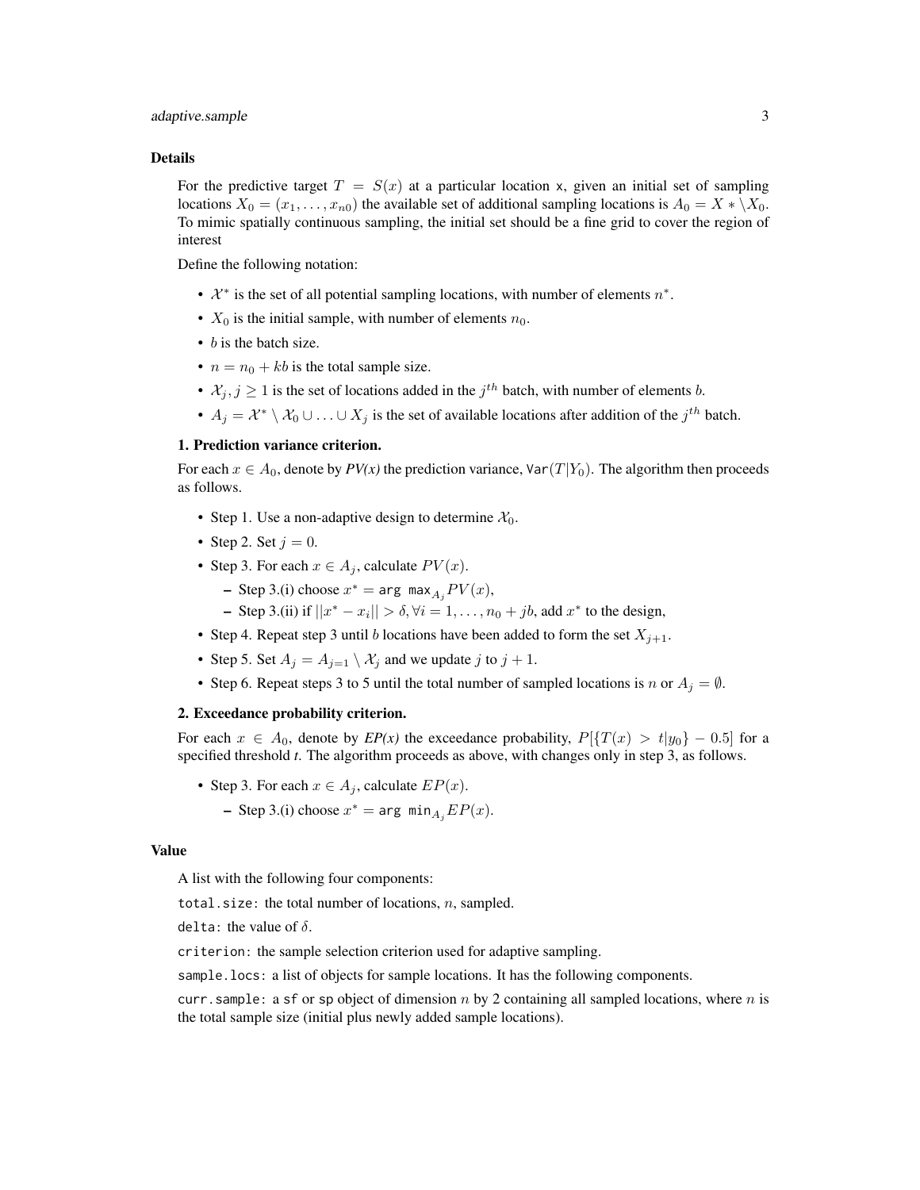## Details

For the predictive target $T = S(x)$ at a particular location x, given an initial set of sampling locations $X_0 = (x_1, \ldots, x_{n0})$ the available set of additional sampling locations is $A_0 = X * \setminus X_0$. To mimic spatially continuous sampling, the initial set should be a fine grid to cover the region of interest

Define the following notation:

- $\mathcal{X}^*$ is the set of all potential sampling locations, with number of elements $n^*$.
- $X_0$ is the initial sample, with number of elements $n_0$.
- $b$ is the batch size.
- $n = n_0 + kb$ is the total sample size.
- $\mathcal{X}_j, j \geq 1$ is the set of locations added in the $j^{th}$ batch, with number of elements $b$.
- $A_j = \mathcal{X}^* \setminus \mathcal{X}_0 \cup \ldots \cup X_j$ is the set of available locations after addition of the $j^{th}$ batch.

### 1. Prediction variance criterion.

For each $x \in A_0$, denote by ***PV(x)*** the prediction variance, $\texttt{Var}(T|Y_0)$. The algorithm then proceeds as follows.

- Step 1. Use a non-adaptive design to determine $\mathcal{X}_0$.
- Step 2. Set $j = 0$.
- Step 3. For each $x \in A_j$, calculate $PV(x)$.
  - Step 3.(i) choose $x^* = \texttt{arg max}_{A_j} PV(x)$,
  - Step 3.(ii) if $||x^* - x_i|| > \delta, \forall i = 1, \ldots, n_0 + jb$, add $x^*$ to the design,
- Step 4. Repeat step 3 until $b$ locations have been added to form the set $X_{j+1}$.
- Step 5. Set $A_j = A_{j=1} \setminus \mathcal{X}_j$ and we update $j$ to $j + 1$.
- Step 6. Repeat steps 3 to 5 until the total number of sampled locations is $n$ or $A_j = \emptyset$.

### 2. Exceedance probability criterion.

For each $x \in A_0$, denote by ***EP(x)*** the exceedance probability, $P[\{T(x) > t|y_0\} - 0.5]$ for a specified threshold *t*. The algorithm proceeds as above, with changes only in step 3, as follows.

- Step 3. For each $x \in A_j$, calculate $EP(x)$.
  - Step 3.(i) choose $x^* = \texttt{arg min}_{A_j} EP(x)$.

## Value

A list with the following four components:

`total.size`: the total number of locations, $n$, sampled.

`delta`: the value of $\delta$.

`criterion`: the sample selection criterion used for adaptive sampling.

`sample.locs`: a list of objects for sample locations. It has the following components.

`curr.sample`: a `sf` or `sp` object of dimension $n$ by 2 containing all sampled locations, where $n$ is the total sample size (initial plus newly added sample locations).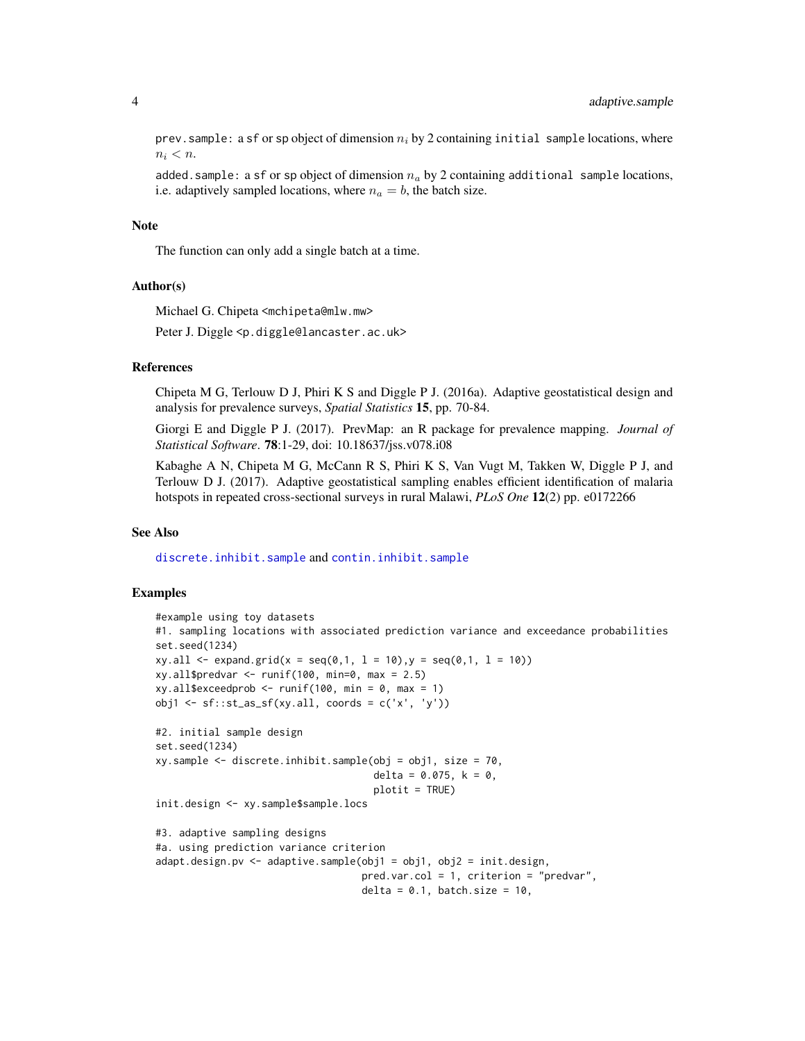`prev.sample`: a `sf` or `sp` object of dimension $n_i$ by 2 containing `initial sample` locations, where $n_i < n$.

`added.sample`: a `sf` or `sp` object of dimension $n_a$ by 2 containing `additional sample` locations, i.e. adaptively sampled locations, where $n_a = b$, the batch size.

## Note

The function can only add a single batch at a time.

## Author(s)

Michael G. Chipeta <mchipeta@mlw.mw>

Peter J. Diggle <p.diggle@lancaster.ac.uk>

## References

Chipeta M G, Terlouw D J, Phiri K S and Diggle P J. (2016a). Adaptive geostatistical design and analysis for prevalence surveys, *Spatial Statistics* **15**, pp. 70-84.

Giorgi E and Diggle P J. (2017). PrevMap: an R package for prevalence mapping. *Journal of Statistical Software*. **78**:1-29, doi: 10.18637/jss.v078.i08

Kabaghe A N, Chipeta M G, McCann R S, Phiri K S, Van Vugt M, Takken W, Diggle P J, and Terlouw D J. (2017). Adaptive geostatistical sampling enables efficient identification of malaria hotspots in repeated cross-sectional surveys in rural Malawi, *PLoS One* **12**(2) pp. e0172266

## See Also

`discrete.inhibit.sample` and `contin.inhibit.sample`

## Examples

```
#example using toy datasets
#1. sampling locations with associated prediction variance and exceedance probabilities
set.seed(1234)
xy.all <- expand.grid(x = seq(0,1, l = 10),y = seq(0,1, l = 10))
xy.all$predvar <- runif(100, min=0, max = 2.5)
xy.all$exceedprob <- runif(100, min = 0, max = 1)
obj1 <- sf::st_as_sf(xy.all, coords = c('x', 'y'))

#2. initial sample design
set.seed(1234)
xy.sample <- discrete.inhibit.sample(obj = obj1, size = 70,
                                      delta = 0.075, k = 0,
                                      plotit = TRUE)
init.design <- xy.sample$sample.locs

#3. adaptive sampling designs
#a. using prediction variance criterion
adapt.design.pv <- adaptive.sample(obj1 = obj1, obj2 = init.design,
                                   pred.var.col = 1, criterion = "predvar",
                                   delta = 0.1, batch.size = 10,
```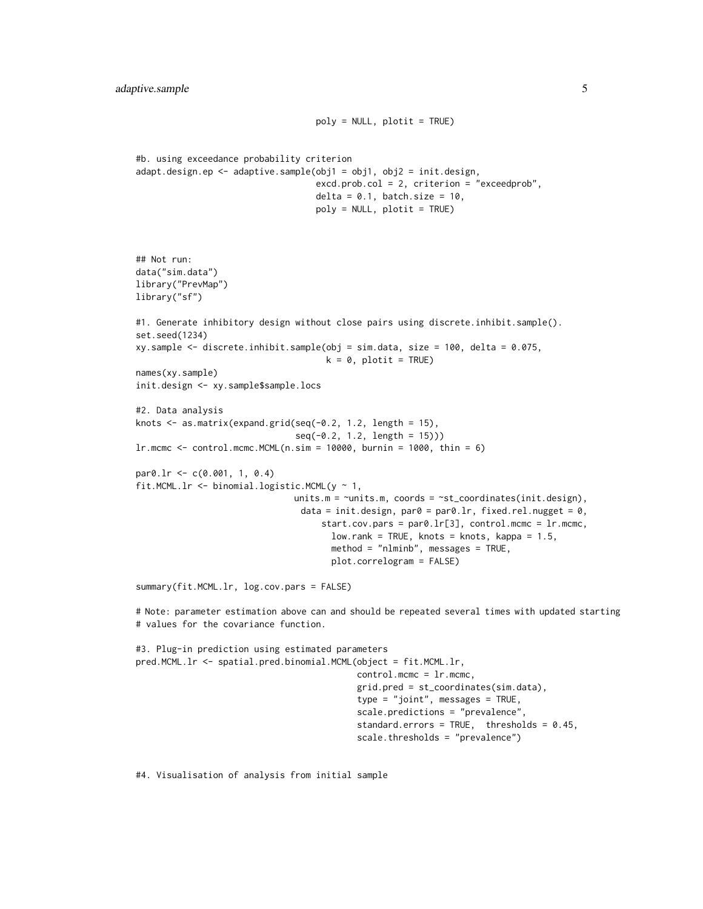```
                                  poly = NULL, plotit = TRUE)


#b. using exceedance probability criterion
adapt.design.ep <- adaptive.sample(obj1 = obj1, obj2 = init.design,
                                   excd.prob.col = 2, criterion = "exceedprob",
                                   delta = 0.1, batch.size = 10,
                                   poly = NULL, plotit = TRUE)



## Not run:
data("sim.data")
library("PrevMap")
library("sf")

#1. Generate inhibitory design without close pairs using discrete.inhibit.sample().
set.seed(1234)
xy.sample <- discrete.inhibit.sample(obj = sim.data, size = 100, delta = 0.075,
                                     k = 0, plotit = TRUE)
names(xy.sample)
init.design <- xy.sample$sample.locs

#2. Data analysis
knots <- as.matrix(expand.grid(seq(-0.2, 1.2, length = 15),
                               seq(-0.2, 1.2, length = 15)))
lr.mcmc <- control.mcmc.MCML(n.sim = 10000, burnin = 1000, thin = 6)

par0.lr <- c(0.001, 1, 0.4)
fit.MCML.lr <- binomial.logistic.MCML(y ~ 1,
                               units.m = ~units.m, coords = ~st_coordinates(init.design),
                                data = init.design, par0 = par0.lr, fixed.rel.nugget = 0,
                                    start.cov.pars = par0.lr[3], control.mcmc = lr.mcmc,
                                      low.rank = TRUE, knots = knots, kappa = 1.5,
                                      method = "nlminb", messages = TRUE,
                                      plot.correlogram = FALSE)

summary(fit.MCML.lr, log.cov.pars = FALSE)

# Note: parameter estimation above can and should be repeated several times with updated starting
# values for the covariance function.

#3. Plug-in prediction using estimated parameters
pred.MCML.lr <- spatial.pred.binomial.MCML(object = fit.MCML.lr,
                                          control.mcmc = lr.mcmc,
                                          grid.pred = st_coordinates(sim.data),
                                          type = "joint", messages = TRUE,
                                          scale.predictions = "prevalence",
                                          standard.errors = TRUE,  thresholds = 0.45,
                                          scale.thresholds = "prevalence")


#4. Visualisation of analysis from initial sample
```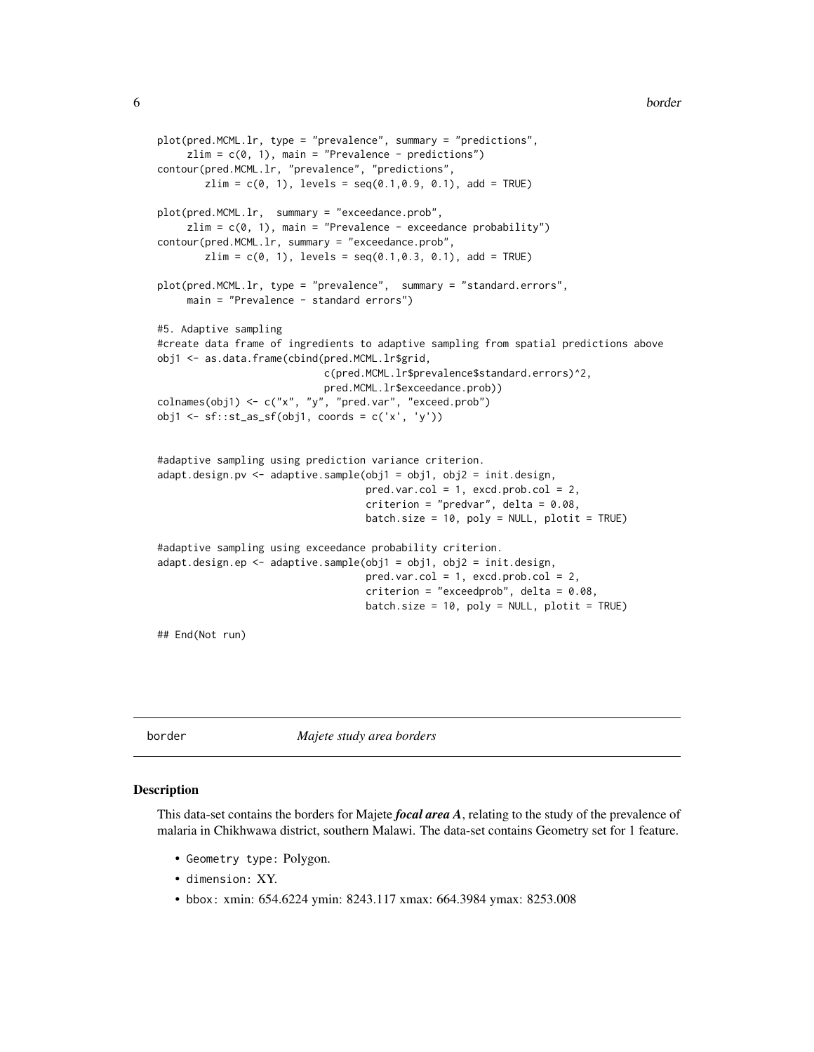```
plot(pred.MCML.lr, type = "prevalence", summary = "predictions",
     zlim = c(0, 1), main = "Prevalence - predictions")
contour(pred.MCML.lr, "prevalence", "predictions",
        zlim = c(0, 1), levels = seq(0.1,0.9, 0.1), add = TRUE)

plot(pred.MCML.lr,  summary = "exceedance.prob",
     zlim = c(0, 1), main = "Prevalence - exceedance probability")
contour(pred.MCML.lr, summary = "exceedance.prob",
        zlim = c(0, 1), levels = seq(0.1,0.3, 0.1), add = TRUE)

plot(pred.MCML.lr, type = "prevalence",  summary = "standard.errors",
     main = "Prevalence - standard errors")

#5. Adaptive sampling
#create data frame of ingredients to adaptive sampling from spatial predictions above
obj1 <- as.data.frame(cbind(pred.MCML.lr$grid,
                            c(pred.MCML.lr$prevalence$standard.errors)^2,
                            pred.MCML.lr$exceedance.prob))
colnames(obj1) <- c("x", "y", "pred.var", "exceed.prob")
obj1 <- sf::st_as_sf(obj1, coords = c('x', 'y'))


#adaptive sampling using prediction variance criterion.
adapt.design.pv <- adaptive.sample(obj1 = obj1, obj2 = init.design,
                                   pred.var.col = 1, excd.prob.col = 2,
                                   criterion = "predvar", delta = 0.08,
                                   batch.size = 10, poly = NULL, plotit = TRUE)

#adaptive sampling using exceedance probability criterion.
adapt.design.ep <- adaptive.sample(obj1 = obj1, obj2 = init.design,
                                   pred.var.col = 1, excd.prob.col = 2,
                                   criterion = "exceedprob", delta = 0.08,
                                   batch.size = 10, poly = NULL, plotit = TRUE)

## End(Not run)
```

## border — *Majete study area borders*

### Description

This data-set contains the borders for Majete ***focal area A***, relating to the study of the prevalence of malaria in Chikhwawa district, southern Malawi. The data-set contains Geometry set for 1 feature.

- `Geometry type`: Polygon.
- `dimension`: XY.
- `bbox`: xmin: 654.6224 ymin: 8243.117 xmax: 664.3984 ymax: 8253.008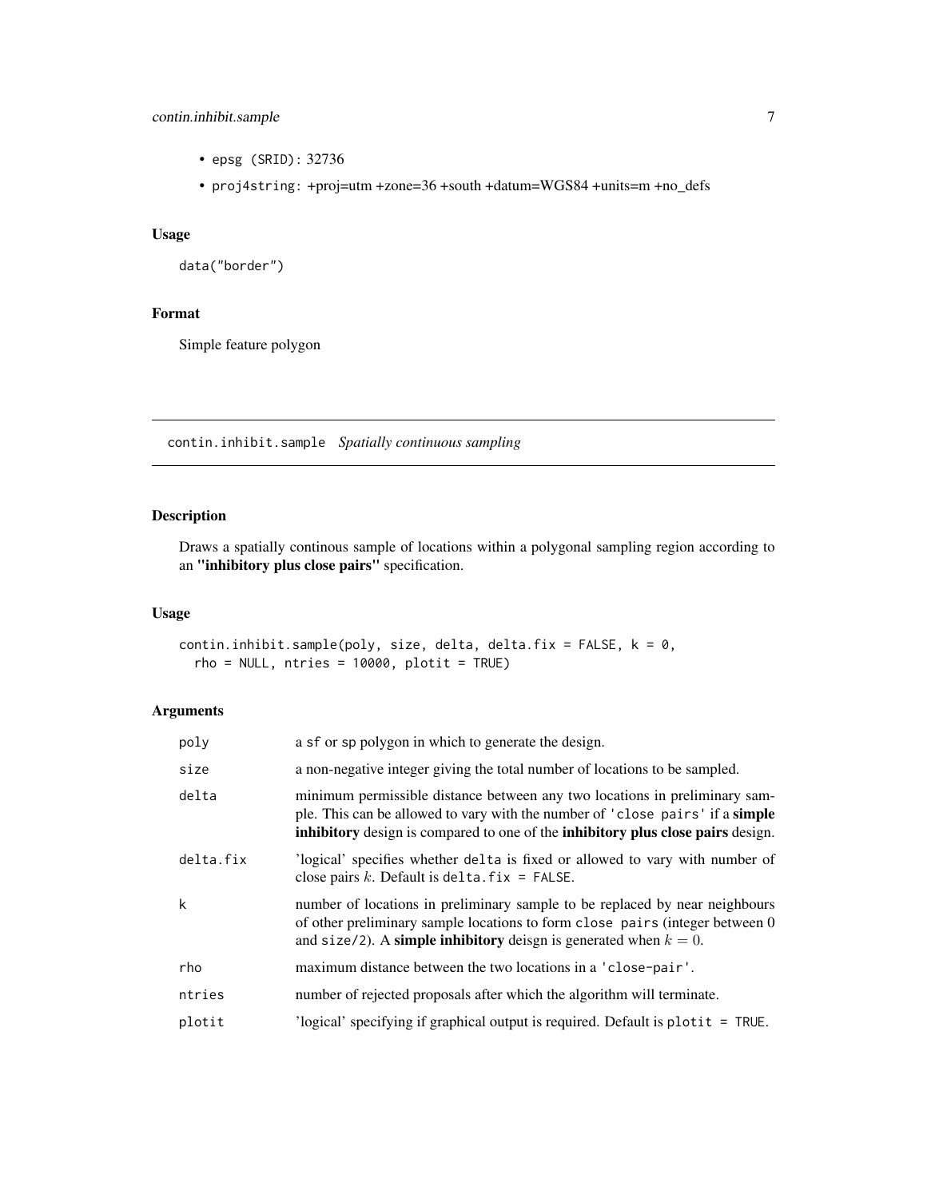- epsg (SRID): 32736
- proj4string: +proj=utm +zone=36 +south +datum=WGS84 +units=m +no_defs

### Usage

```
data("border")
```

### Format

Simple feature polygon

## contin.inhibit.sample *Spatially continuous sampling*

### Description

Draws a spatially continous sample of locations within a polygonal sampling region according to an **"inhibitory plus close pairs"** specification.

### Usage

```
contin.inhibit.sample(poly, size, delta, delta.fix = FALSE, k = 0,
  rho = NULL, ntries = 10000, plotit = TRUE)
```

### Arguments

| | |
|---|---|
| poly | a sf or sp polygon in which to generate the design. |
| size | a non-negative integer giving the total number of locations to be sampled. |
| delta | minimum permissible distance between any two locations in preliminary sample. This can be allowed to vary with the number of 'close pairs' if a **simple inhibitory** design is compared to one of the **inhibitory plus close pairs** design. |
| delta.fix | 'logical' specifies whether delta is fixed or allowed to vary with number of close pairs $k$. Default is delta.fix = FALSE. |
| k | number of locations in preliminary sample to be replaced by near neighbours of other preliminary sample locations to form close pairs (integer between 0 and size/2). A **simple inhibitory** deisgn is generated when $k = 0$. |
| rho | maximum distance between the two locations in a 'close-pair'. |
| ntries | number of rejected proposals after which the algorithm will terminate. |
| plotit | 'logical' specifying if graphical output is required. Default is plotit = TRUE. |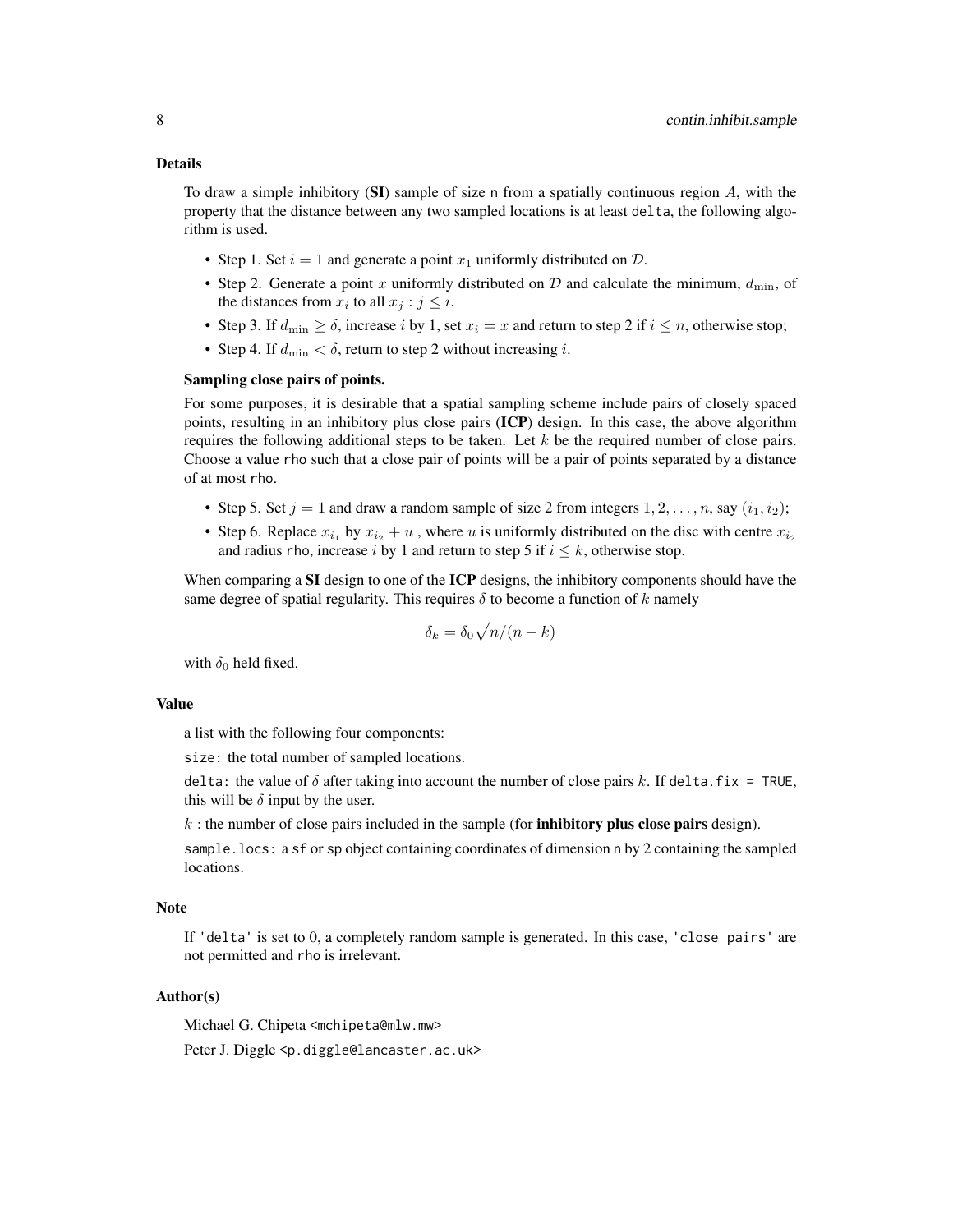## Details

To draw a simple inhibitory (**SI**) sample of size `n` from a spatially continuous region $A$, with the property that the distance between any two sampled locations is at least `delta`, the following algorithm is used.

- Step 1. Set $i = 1$ and generate a point $x_1$ uniformly distributed on $\mathcal{D}$.
- Step 2. Generate a point $x$ uniformly distributed on $\mathcal{D}$ and calculate the minimum, $d_{\min}$, of the distances from $x_i$ to all $x_j : j \leq i$.
- Step 3. If $d_{\min} \geq \delta$, increase $i$ by 1, set $x_i = x$ and return to step 2 if $i \leq n$, otherwise stop;
- Step 4. If $d_{\min} < \delta$, return to step 2 without increasing $i$.

### Sampling close pairs of points.

For some purposes, it is desirable that a spatial sampling scheme include pairs of closely spaced points, resulting in an inhibitory plus close pairs (**ICP**) design. In this case, the above algorithm requires the following additional steps to be taken. Let $k$ be the required number of close pairs. Choose a value `rho` such that a close pair of points will be a pair of points separated by a distance of at most `rho`.

- Step 5. Set $j = 1$ and draw a random sample of size 2 from integers $1, 2, \ldots, n$, say $(i_1, i_2)$;
- Step 6. Replace $x_{i_1}$ by $x_{i_2} + u$ , where $u$ is uniformly distributed on the disc with centre $x_{i_2}$ and radius `rho`, increase $i$ by 1 and return to step 5 if $i \leq k$, otherwise stop.

When comparing a **SI** design to one of the **ICP** designs, the inhibitory components should have the same degree of spatial regularity. This requires $\delta$ to become a function of $k$ namely

$$\delta_k = \delta_0 \sqrt{n/(n-k)}$$

with $\delta_0$ held fixed.

## Value

a list with the following four components:

`size:` the total number of sampled locations.

`delta:` the value of $\delta$ after taking into account the number of close pairs $k$. If `delta.fix = TRUE`, this will be $\delta$ input by the user.

$k$ : the number of close pairs included in the sample (for **inhibitory plus close pairs** design).

`sample.locs:` a `sf` or `sp` object containing coordinates of dimension `n` by 2 containing the sampled locations.

## Note

If `'delta'` is set to 0, a completely random sample is generated. In this case, `'close pairs'` are not permitted and `rho` is irrelevant.

## Author(s)

Michael G. Chipeta <mchipeta@mlw.mw>

Peter J. Diggle <p.diggle@lancaster.ac.uk>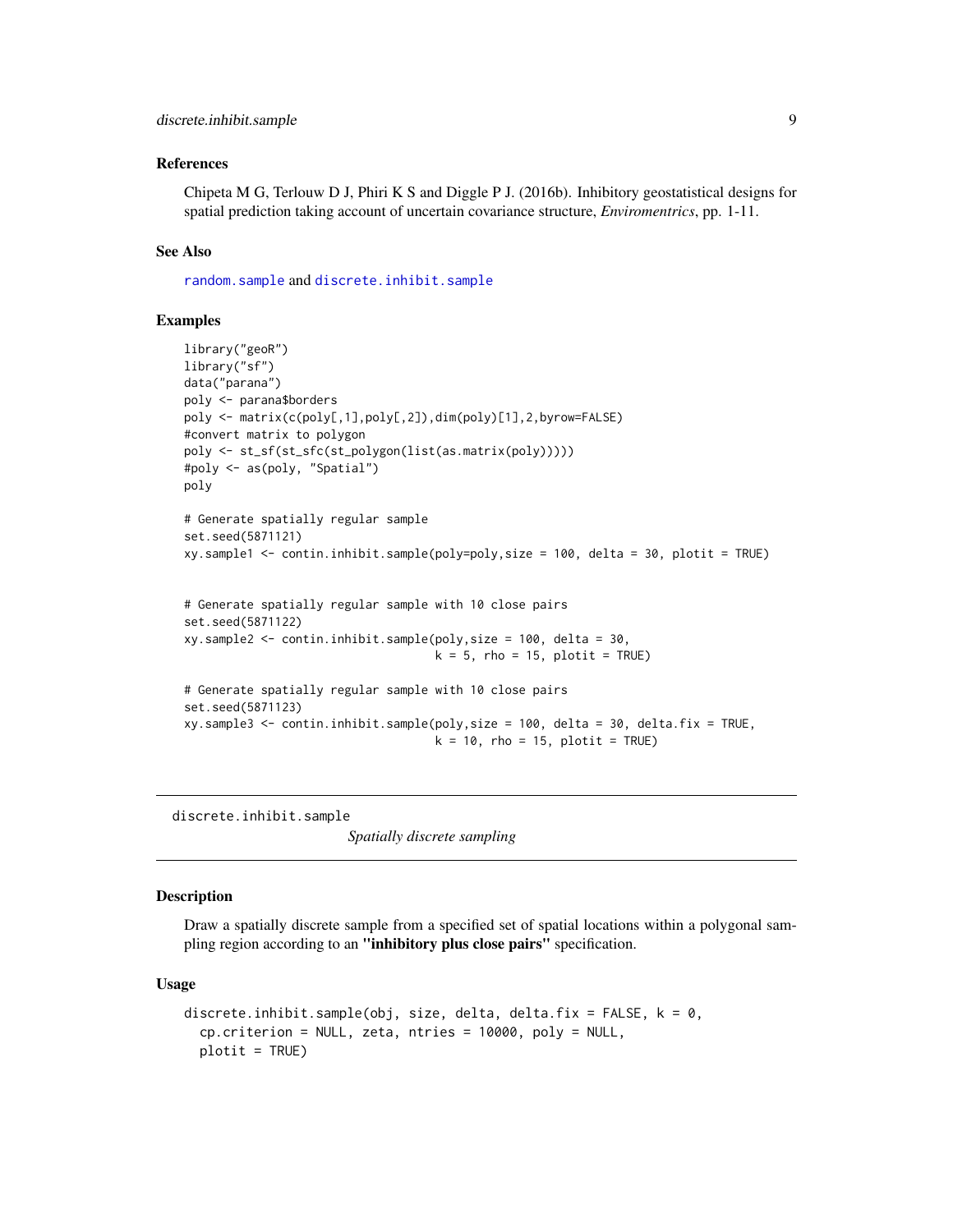### References

Chipeta M G, Terlouw D J, Phiri K S and Diggle P J. (2016b). Inhibitory geostatistical designs for spatial prediction taking account of uncertain covariance structure, *Enviromentrics*, pp. 1-11.

### See Also

random.sample and discrete.inhibit.sample

### Examples

```
library("geoR")
library("sf")
data("parana")
poly <- parana$borders
poly <- matrix(c(poly[,1],poly[,2]),dim(poly)[1],2,byrow=FALSE)
#convert matrix to polygon
poly <- st_sf(st_sfc(st_polygon(list(as.matrix(poly)))))
#poly <- as(poly, "Spatial")
poly

# Generate spatially regular sample
set.seed(5871121)
xy.sample1 <- contin.inhibit.sample(poly=poly,size = 100, delta = 30, plotit = TRUE)


# Generate spatially regular sample with 10 close pairs
set.seed(5871122)
xy.sample2 <- contin.inhibit.sample(poly,size = 100, delta = 30,
                                    k = 5, rho = 15, plotit = TRUE)

# Generate spatially regular sample with 10 close pairs
set.seed(5871123)
xy.sample3 <- contin.inhibit.sample(poly,size = 100, delta = 30, delta.fix = TRUE,
                                    k = 10, rho = 15, plotit = TRUE)
```

---

## discrete.inhibit.sample

*Spatially discrete sampling*

---

### Description

Draw a spatially discrete sample from a specified set of spatial locations within a polygonal sampling region according to an **"inhibitory plus close pairs"** specification.

### Usage

```
discrete.inhibit.sample(obj, size, delta, delta.fix = FALSE, k = 0,
  cp.criterion = NULL, zeta, ntries = 10000, poly = NULL,
  plotit = TRUE)
```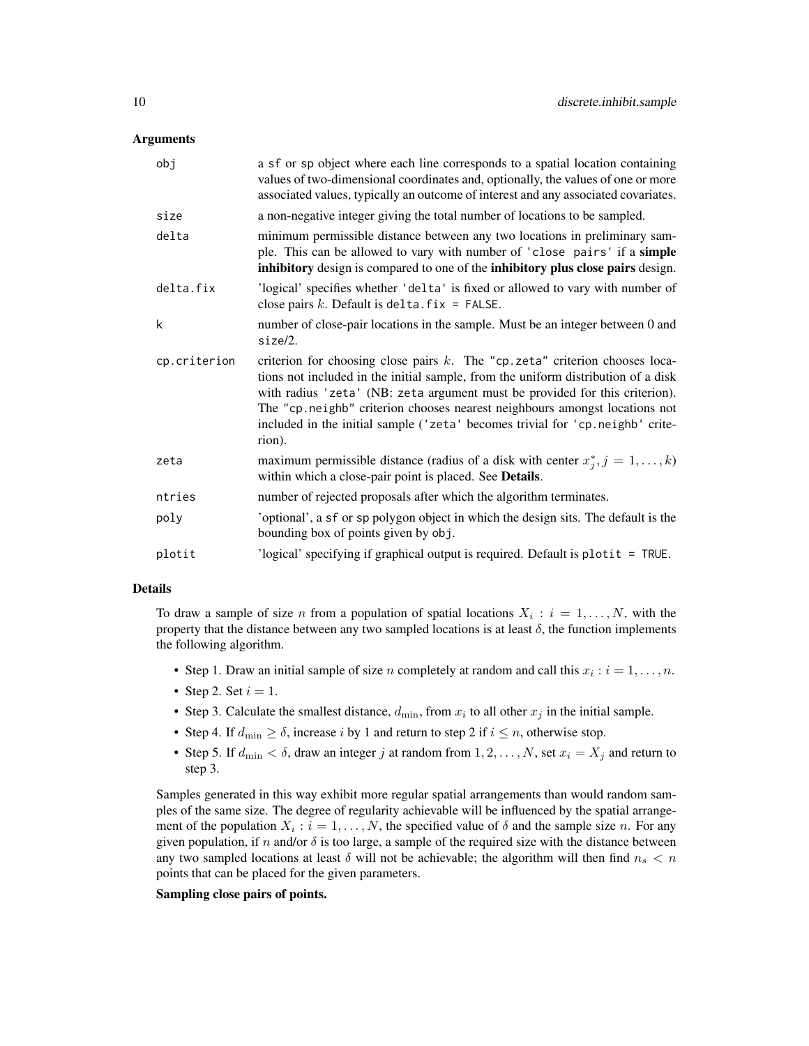## Arguments

| | |
|---|---|
| `obj` | a `sf` or `sp` object where each line corresponds to a spatial location containing values of two-dimensional coordinates and, optionally, the values of one or more associated values, typically an outcome of interest and any associated covariates. |
| `size` | a non-negative integer giving the total number of locations to be sampled. |
| `delta` | minimum permissible distance between any two locations in preliminary sample. This can be allowed to vary with number of `'close pairs'` if a **simple inhibitory** design is compared to one of the **inhibitory plus close pairs** design. |
| `delta.fix` | 'logical' specifies whether `'delta'` is fixed or allowed to vary with number of close pairs $k$. Default is `delta.fix = FALSE`. |
| `k` | number of close-pair locations in the sample. Must be an integer between 0 and `size`/2. |
| `cp.criterion` | criterion for choosing close pairs $k$. The `"cp.zeta"` criterion chooses locations not included in the initial sample, from the uniform distribution of a disk with radius `'zeta'` (NB: `zeta` argument must be provided for this criterion). The `"cp.neighb"` criterion chooses nearest neighbours amongst locations not included in the initial sample (`'zeta'` becomes trivial for `'cp.neighb'` criterion). |
| `zeta` | maximum permissible distance (radius of a disk with center $x^*_j, j = 1, \ldots, k$) within which a close-pair point is placed. See **Details**. |
| `ntries` | number of rejected proposals after which the algorithm terminates. |
| `poly` | 'optional', a `sf` or `sp` polygon object in which the design sits. The default is the bounding box of points given by `obj`. |
| `plotit` | 'logical' specifying if graphical output is required. Default is `plotit = TRUE`. |

## Details

To draw a sample of size $n$ from a population of spatial locations $X_i : i = 1, \ldots, N$, with the property that the distance between any two sampled locations is at least $\delta$, the function implements the following algorithm.

- Step 1. Draw an initial sample of size $n$ completely at random and call this $x_i : i = 1, \ldots, n$.
- Step 2. Set $i = 1$.
- Step 3. Calculate the smallest distance, $d_{\min}$, from $x_i$ to all other $x_j$ in the initial sample.
- Step 4. If $d_{\min} \geq \delta$, increase $i$ by 1 and return to step 2 if $i \leq n$, otherwise stop.
- Step 5. If $d_{\min} < \delta$, draw an integer $j$ at random from $1, 2, \ldots, N$, set $x_i = X_j$ and return to step 3.

Samples generated in this way exhibit more regular spatial arrangements than would random samples of the same size. The degree of regularity achievable will be influenced by the spatial arrangement of the population $X_i : i = 1, \ldots, N$, the specified value of $\delta$ and the sample size $n$. For any given population, if $n$ and/or $\delta$ is too large, a sample of the required size with the distance between any two sampled locations at least $\delta$ will not be achievable; the algorithm will then find $n_s < n$ points that can be placed for the given parameters.

**Sampling close pairs of points.**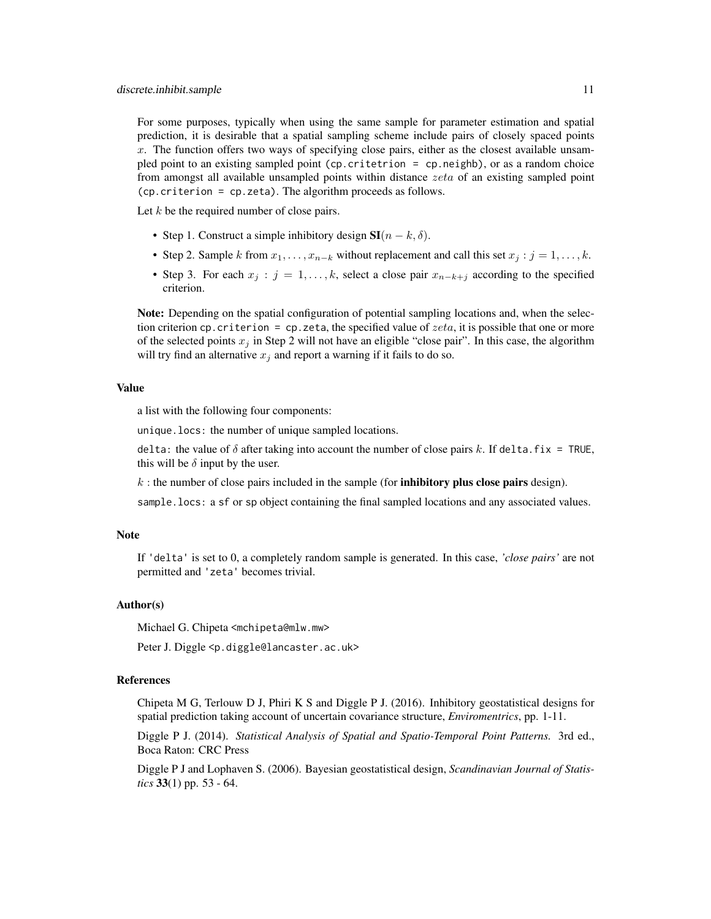For some purposes, typically when using the same sample for parameter estimation and spatial prediction, it is desirable that a spatial sampling scheme include pairs of closely spaced points $x$. The function offers two ways of specifying close pairs, either as the closest available unsampled point to an existing sampled point (`cp.critetrion = cp.neighb`), or as a random choice from amongst all available unsampled points within distance $zeta$ of an existing sampled point (`cp.criterion = cp.zeta`). The algorithm proceeds as follows.

Let $k$ be the required number of close pairs.

- Step 1. Construct a simple inhibitory design $\mathbf{SI}(n-k, \delta)$.
- Step 2. Sample $k$ from $x_1, \ldots, x_{n-k}$ without replacement and call this set $x_j : j = 1, \ldots, k$.
- Step 3. For each $x_j : j = 1, \ldots, k$, select a close pair $x_{n-k+j}$ according to the specified criterion.

**Note:** Depending on the spatial configuration of potential sampling locations and, when the selection criterion `cp.criterion = cp.zeta`, the specified value of $zeta$, it is possible that one or more of the selected points $x_j$ in Step 2 will not have an eligible "close pair". In this case, the algorithm will try find an alternative $x_j$ and report a warning if it fails to do so.

## Value

a list with the following four components:

`unique.locs`: the number of unique sampled locations.

`delta`: the value of $\delta$ after taking into account the number of close pairs $k$. If `delta.fix = TRUE`, this will be $\delta$ input by the user.

$k$ : the number of close pairs included in the sample (for **inhibitory plus close pairs** design).

`sample.locs`: a `sf` or `sp` object containing the final sampled locations and any associated values.

## Note

If `'delta'` is set to 0, a completely random sample is generated. In this case, *'close pairs'* are not permitted and `'zeta'` becomes trivial.

## Author(s)

Michael G. Chipeta <mchipeta@mlw.mw>

Peter J. Diggle <p.diggle@lancaster.ac.uk>

## References

Chipeta M G, Terlouw D J, Phiri K S and Diggle P J. (2016). Inhibitory geostatistical designs for spatial prediction taking account of uncertain covariance structure, *Enviromentrics*, pp. 1-11.

Diggle P J. (2014). *Statistical Analysis of Spatial and Spatio-Temporal Point Patterns.* 3rd ed., Boca Raton: CRC Press

Diggle P J and Lophaven S. (2006). Bayesian geostatistical design, *Scandinavian Journal of Statistics* **33**(1) pp. 53 - 64.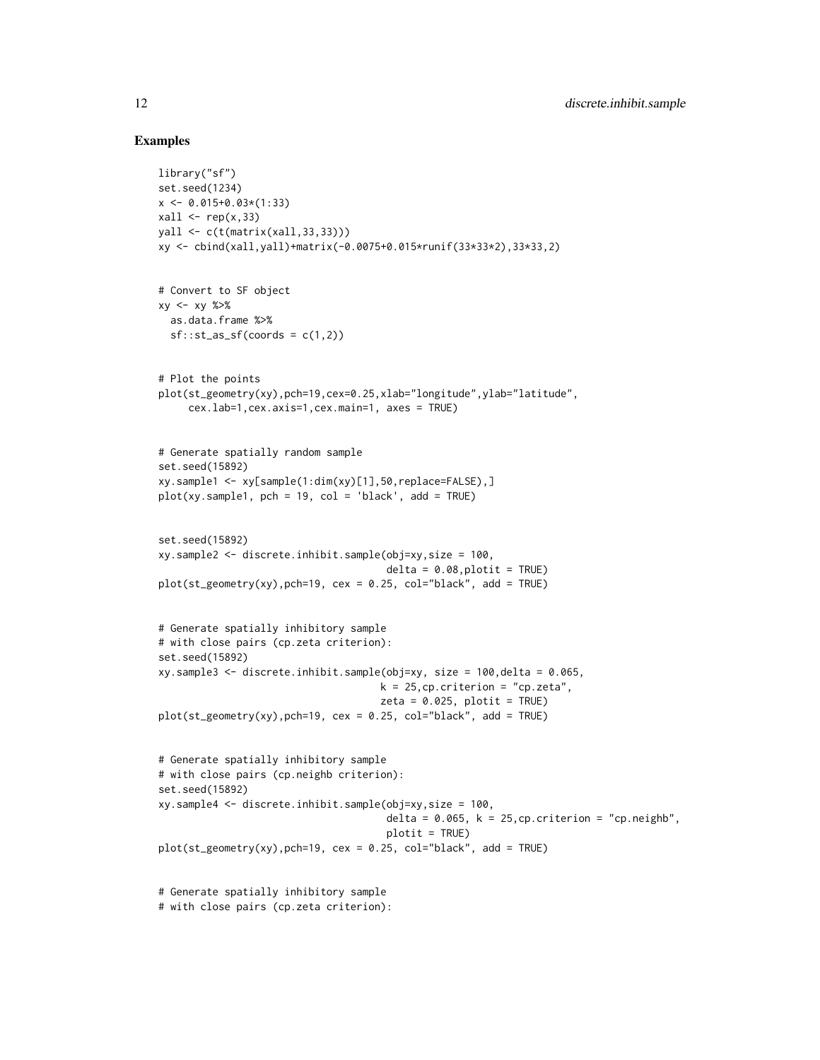## Examples

```
library("sf")
set.seed(1234)
x <- 0.015+0.03*(1:33)
xall <- rep(x,33)
yall <- c(t(matrix(xall,33,33)))
xy <- cbind(xall,yall)+matrix(-0.0075+0.015*runif(33*33*2),33*33,2)


# Convert to SF object
xy <- xy %>%
  as.data.frame %>%
  sf::st_as_sf(coords = c(1,2))


# Plot the points
plot(st_geometry(xy),pch=19,cex=0.25,xlab="longitude",ylab="latitude",
     cex.lab=1,cex.axis=1,cex.main=1, axes = TRUE)


# Generate spatially random sample
set.seed(15892)
xy.sample1 <- xy[sample(1:dim(xy)[1],50,replace=FALSE),]
plot(xy.sample1, pch = 19, col = 'black', add = TRUE)


set.seed(15892)
xy.sample2 <- discrete.inhibit.sample(obj=xy,size = 100,
                                      delta = 0.08,plotit = TRUE)
plot(st_geometry(xy),pch=19, cex = 0.25, col="black", add = TRUE)


# Generate spatially inhibitory sample
# with close pairs (cp.zeta criterion):
set.seed(15892)
xy.sample3 <- discrete.inhibit.sample(obj=xy, size = 100,delta = 0.065,
                                     k = 25,cp.criterion = "cp.zeta",
                                     zeta = 0.025, plotit = TRUE)
plot(st_geometry(xy),pch=19, cex = 0.25, col="black", add = TRUE)


# Generate spatially inhibitory sample
# with close pairs (cp.neighb criterion):
set.seed(15892)
xy.sample4 <- discrete.inhibit.sample(obj=xy,size = 100,
                                      delta = 0.065, k = 25,cp.criterion = "cp.neighb",
                                      plotit = TRUE)
plot(st_geometry(xy),pch=19, cex = 0.25, col="black", add = TRUE)


# Generate spatially inhibitory sample
# with close pairs (cp.zeta criterion):
```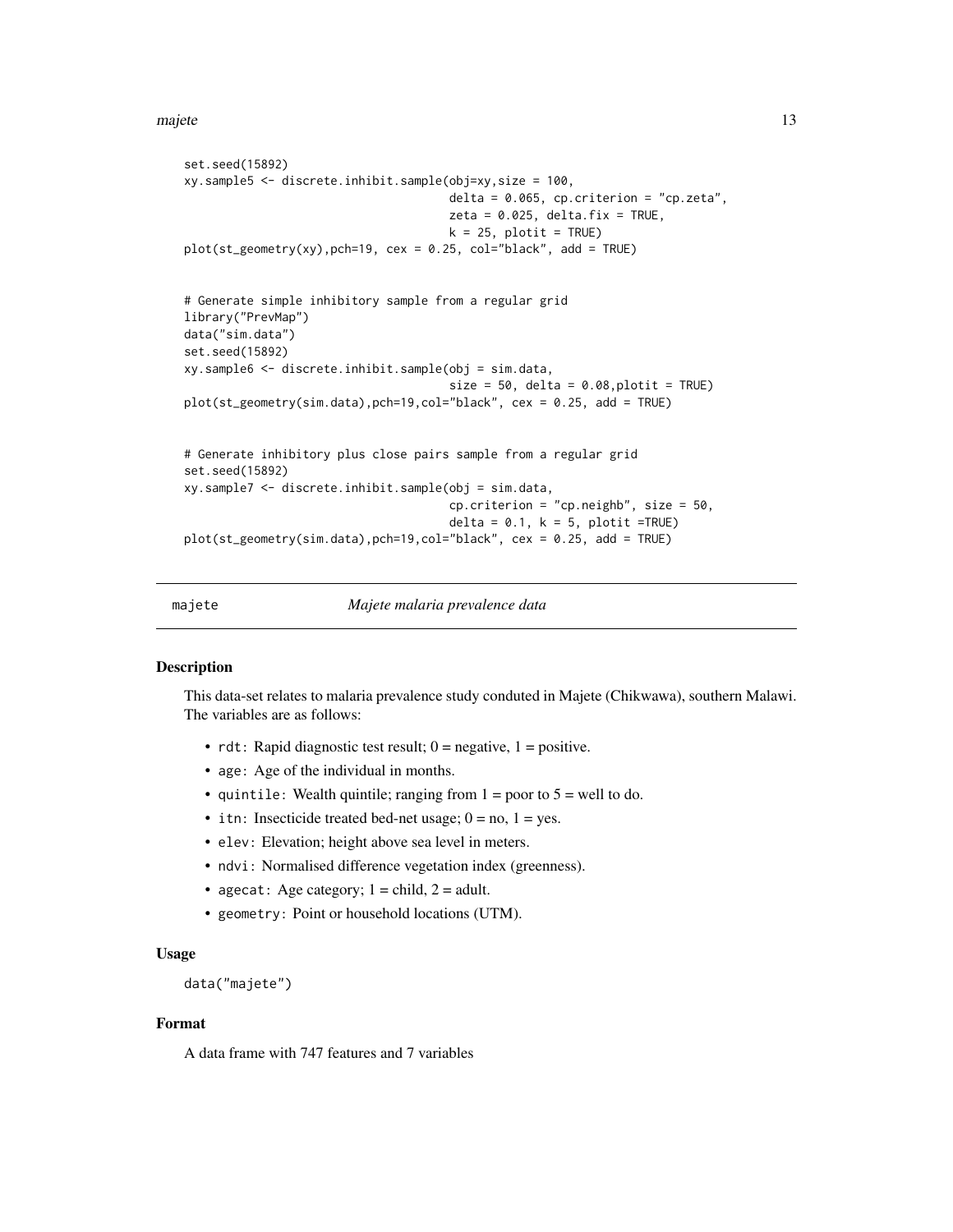```
set.seed(15892)
xy.sample5 <- discrete.inhibit.sample(obj=xy,size = 100,
                                      delta = 0.065, cp.criterion = "cp.zeta",
                                      zeta = 0.025, delta.fix = TRUE,
                                      k = 25, plotit = TRUE)
plot(st_geometry(xy),pch=19, cex = 0.25, col="black", add = TRUE)


# Generate simple inhibitory sample from a regular grid
library("PrevMap")
data("sim.data")
set.seed(15892)
xy.sample6 <- discrete.inhibit.sample(obj = sim.data,
                                      size = 50, delta = 0.08,plotit = TRUE)
plot(st_geometry(sim.data),pch=19,col="black", cex = 0.25, add = TRUE)


# Generate inhibitory plus close pairs sample from a regular grid
set.seed(15892)
xy.sample7 <- discrete.inhibit.sample(obj = sim.data,
                                      cp.criterion = "cp.neighb", size = 50,
                                      delta = 0.1, k = 5, plotit =TRUE)
plot(st_geometry(sim.data),pch=19,col="black", cex = 0.25, add = TRUE)
```

## majete — *Majete malaria prevalence data*

### Description

This data-set relates to malaria prevalence study conduted in Majete (Chikwawa), southern Malawi. The variables are as follows:

- `rdt`: Rapid diagnostic test result; 0 = negative, 1 = positive.
- `age`: Age of the individual in months.
- `quintile`: Wealth quintile; ranging from 1 = poor to 5 = well to do.
- `itn`: Insecticide treated bed-net usage; 0 = no, 1 = yes.
- `elev`: Elevation; height above sea level in meters.
- `ndvi`: Normalised difference vegetation index (greenness).
- `agecat`: Age category; 1 = child, 2 = adult.
- `geometry`: Point or household locations (UTM).

### Usage

```
data("majete")
```

### Format

A data frame with 747 features and 7 variables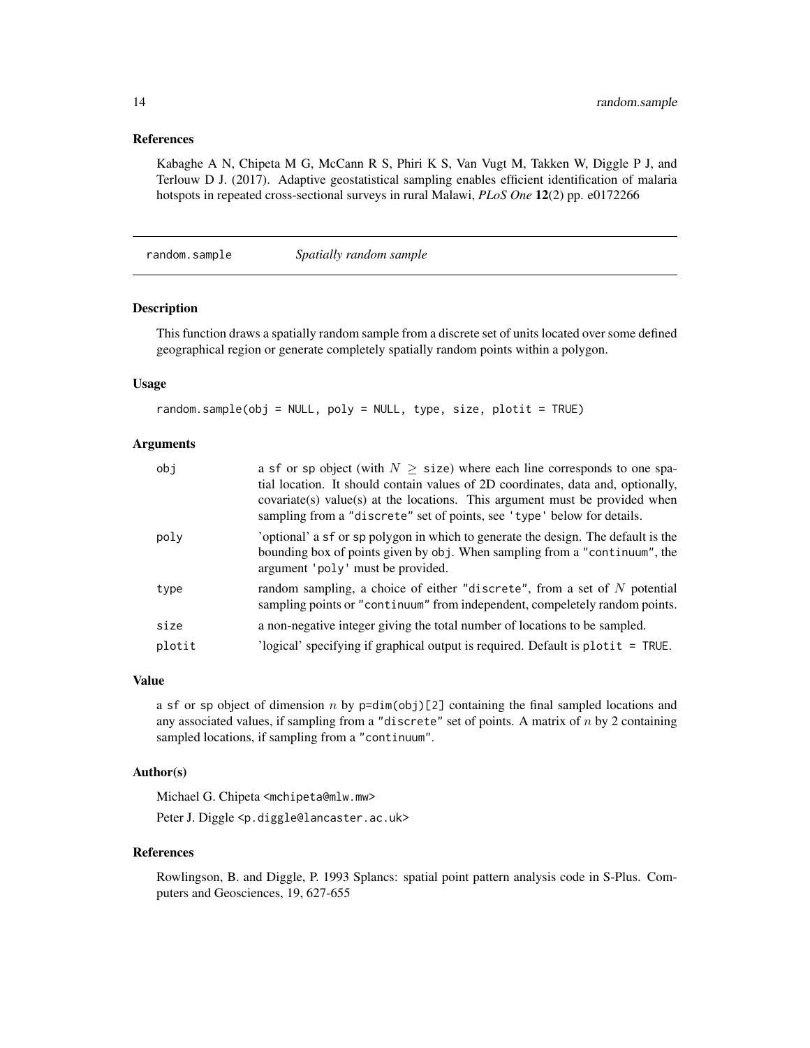## References

Kabaghe A N, Chipeta M G, McCann R S, Phiri K S, Van Vugt M, Takken W, Diggle P J, and Terlouw D J. (2017). Adaptive geostatistical sampling enables efficient identification of malaria hotspots in repeated cross-sectional surveys in rural Malawi, *PLoS One* **12**(2) pp. e0172266

---

# random.sample *Spatially random sample*

---

## Description

This function draws a spatially random sample from a discrete set of units located over some defined geographical region or generate completely spatially random points within a polygon.

## Usage

```
random.sample(obj = NULL, poly = NULL, type, size, plotit = TRUE)
```

## Arguments

| | |
|---|---|
| obj | a sf or sp object (with $N \geq$ size) where each line corresponds to one spatial location. It should contain values of 2D coordinates, data and, optionally, covariate(s) value(s) at the locations. This argument must be provided when sampling from a "discrete" set of points, see 'type' below for details. |
| poly | 'optional' a sf or sp polygon in which to generate the design. The default is the bounding box of points given by obj. When sampling from a "continuum", the argument 'poly' must be provided. |
| type | random sampling, a choice of either "discrete", from a set of $N$ potential sampling points or "continuum" from independent, compeletely random points. |
| size | a non-negative integer giving the total number of locations to be sampled. |
| plotit | 'logical' specifying if graphical output is required. Default is plotit = TRUE. |

## Value

a sf or sp object of dimension $n$ by p=dim(obj)[2] containing the final sampled locations and any associated values, if sampling from a "discrete" set of points. A matrix of $n$ by 2 containing sampled locations, if sampling from a "continuum".

## Author(s)

Michael G. Chipeta <mchipeta@mlw.mw>

Peter J. Diggle <p.diggle@lancaster.ac.uk>

## References

Rowlingson, B. and Diggle, P. 1993 Splancs: spatial point pattern analysis code in S-Plus. Computers and Geosciences, 19, 627-655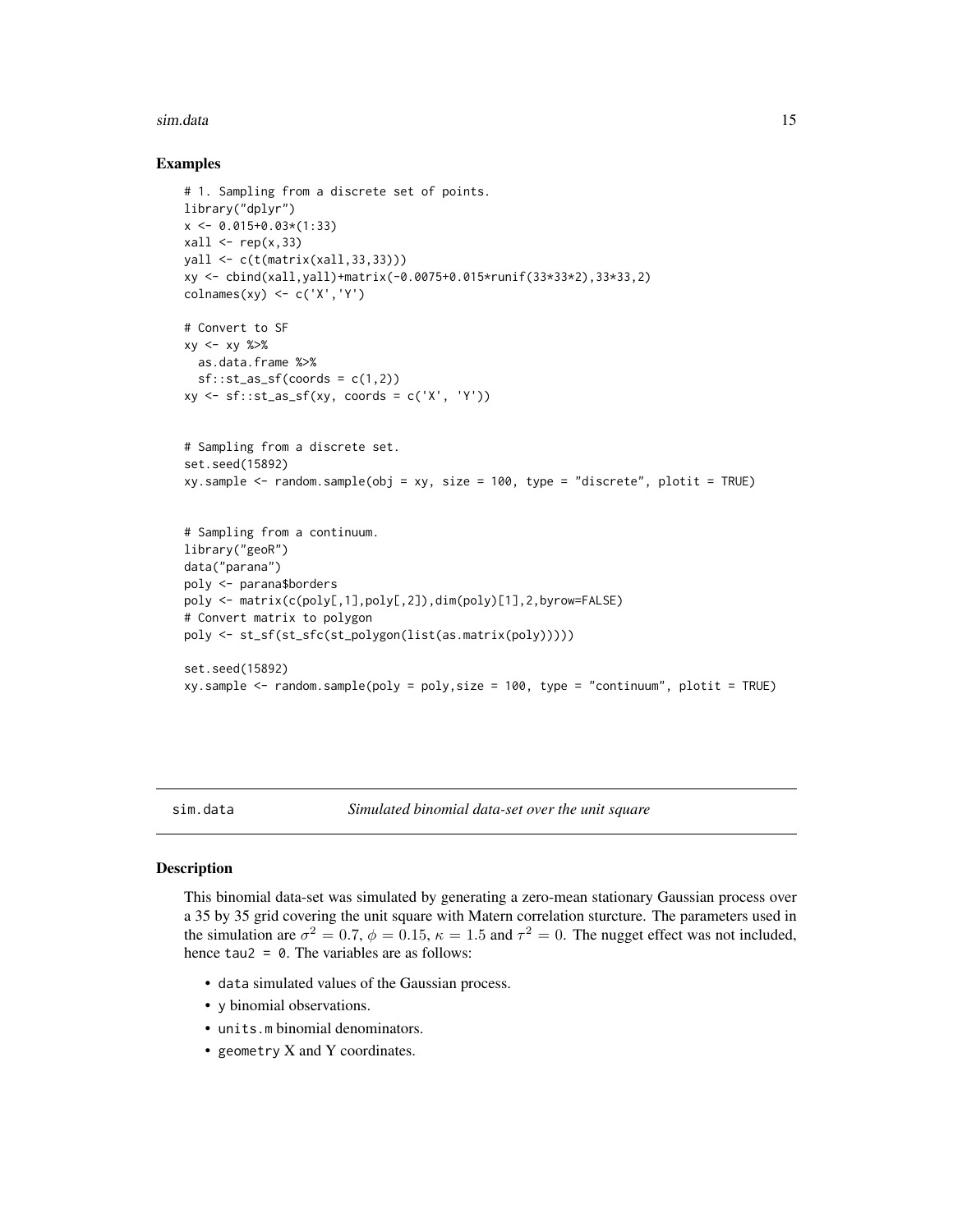## Examples

```
# 1. Sampling from a discrete set of points.
library("dplyr")
x <- 0.015+0.03*(1:33)
xall <- rep(x,33)
yall <- c(t(matrix(xall,33,33)))
xy <- cbind(xall,yall)+matrix(-0.0075+0.015*runif(33*33*2),33*33,2)
colnames(xy) <- c('X','Y')

# Convert to SF
xy <- xy %>%
  as.data.frame %>%
  sf::st_as_sf(coords = c(1,2))
xy <- sf::st_as_sf(xy, coords = c('X', 'Y'))


# Sampling from a discrete set.
set.seed(15892)
xy.sample <- random.sample(obj = xy, size = 100, type = "discrete", plotit = TRUE)


# Sampling from a continuum.
library("geoR")
data("parana")
poly <- parana$borders
poly <- matrix(c(poly[,1],poly[,2]),dim(poly)[1],2,byrow=FALSE)
# Convert matrix to polygon
poly <- st_sf(st_sfc(st_polygon(list(as.matrix(poly)))))

set.seed(15892)
xy.sample <- random.sample(poly = poly,size = 100, type = "continuum", plotit = TRUE)
```

---

`sim.data` *Simulated binomial data-set over the unit square*

## Description

This binomial data-set was simulated by generating a zero-mean stationary Gaussian process over a 35 by 35 grid covering the unit square with Matern correlation sturcture. The parameters used in the simulation are $\sigma^2 = 0.7$, $\phi = 0.15$, $\kappa = 1.5$ and $\tau^2 = 0$. The nugget effect was not included, hence `tau2 = 0`. The variables are as follows:

- `data` simulated values of the Gaussian process.
- `y` binomial observations.
- `units.m` binomial denominators.
- `geometry` X and Y coordinates.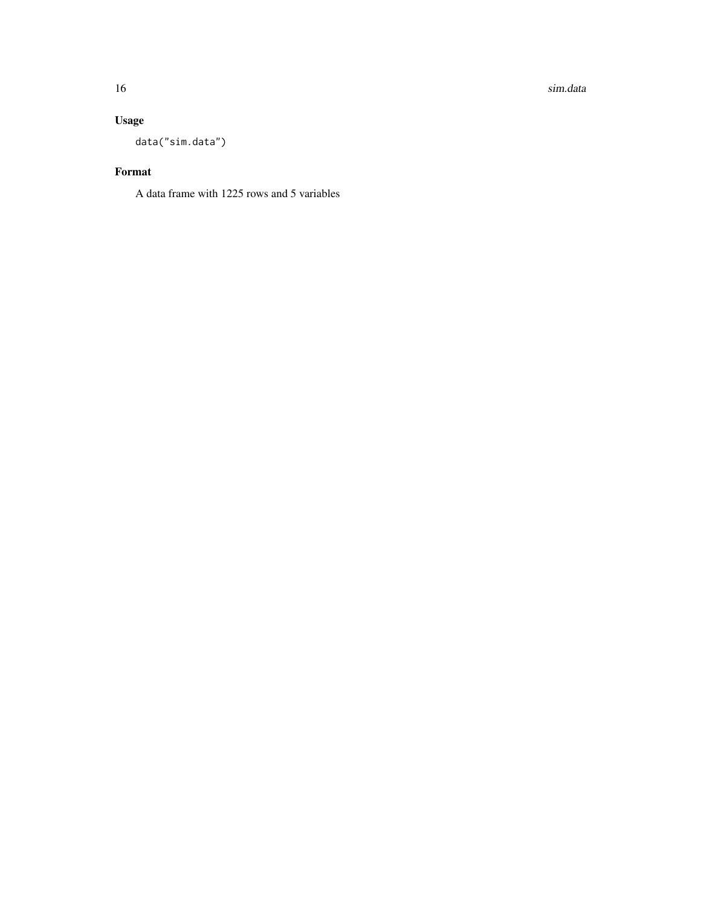## Usage

```
data("sim.data")
```

## Format

A data frame with 1225 rows and 5 variables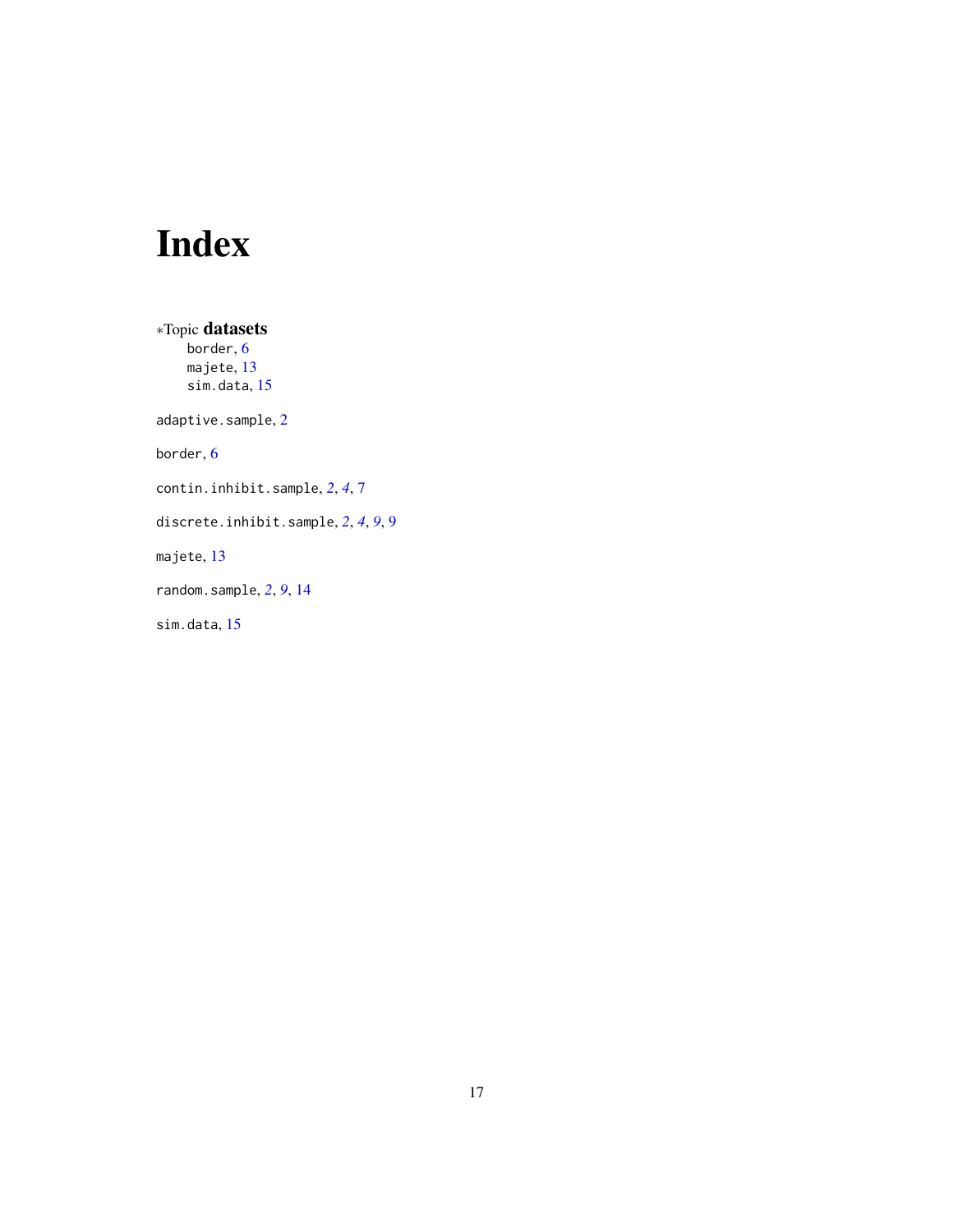# Index

∗Topic **datasets**

- border, 6
- majete, 13
- sim.data, 15

adaptive.sample, 2

border, 6

contin.inhibit.sample, *2*, *4*, 7

discrete.inhibit.sample, *2*, *4*, *9*, 9

majete, 13

random.sample, *2*, *9*, 14

sim.data, 15